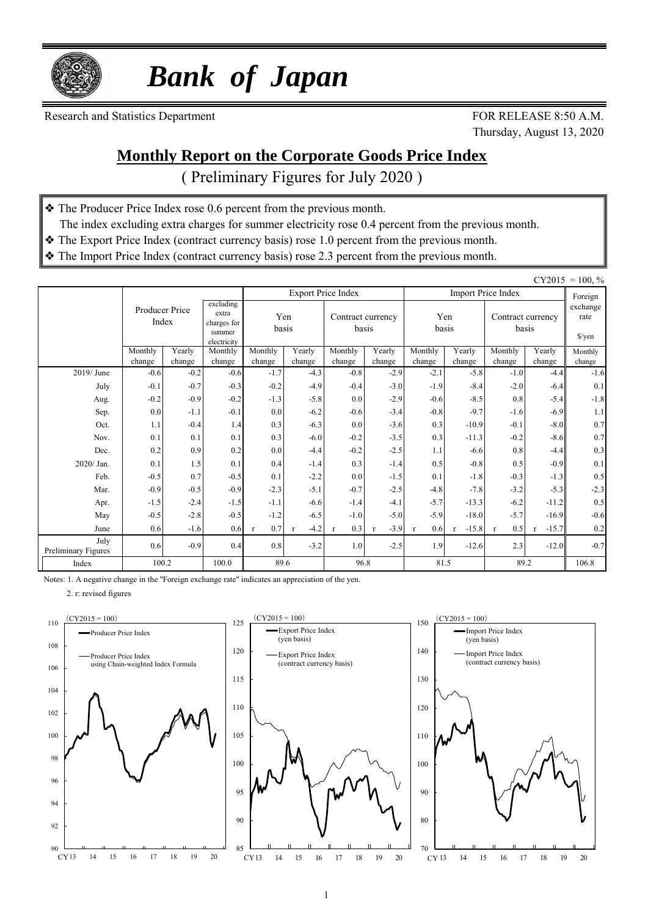# *Bank of Japan*

Research and Statistics Department

FOR RELEASE 8:50 A.M.
Thursday, August 13, 2020

## Monthly Report on the Corporate Goods Price Index

( Preliminary Figures for July 2020 )

- ❖ The Producer Price Index rose 0.6 percent from the previous month.
  The index excluding extra charges for summer electricity rose 0.4 percent from the previous month.
- ❖ The Export Price Index (contract currency basis) rose 1.0 percent from the previous month.
- ❖ The Import Price Index (contract currency basis) rose 2.3 percent from the previous month.

CY2015 = 100, %

| | Producer Price Index | | excluding extra charges for summer electricity | Export Price Index | | | | Import Price Index | | | | Foreign exchange rate |
|---|---|---|---|---|---|---|---|---|---|---|---|---|
| | | | | Yen basis | | Contract currency basis | | Yen basis | | Contract currency basis | | $/yen |
| | Monthly change | Yearly change | Monthly change | Monthly change | Yearly change | Monthly change | Yearly change | Monthly change | Yearly change | Monthly change | Yearly change | Monthly change |
| 2019/ June | -0.6 | -0.2 | -0.6 | -1.7 | -4.3 | -0.8 | -2.9 | -2.1 | -5.8 | -1.0 | -4.4 | -1.6 |
| July | -0.1 | -0.7 | -0.3 | -0.2 | -4.9 | -0.4 | -3.0 | -1.9 | -8.4 | -2.0 | -6.4 | 0.1 |
| Aug. | -0.2 | -0.9 | -0.2 | -1.3 | -5.8 | 0.0 | -2.9 | -0.6 | -8.5 | 0.8 | -5.4 | -1.8 |
| Sep. | 0.0 | -1.1 | -0.1 | 0.0 | -6.2 | -0.6 | -3.4 | -0.8 | -9.7 | -1.6 | -6.9 | 1.1 |
| Oct. | 1.1 | -0.4 | 1.4 | 0.3 | -6.3 | 0.0 | -3.6 | 0.3 | -10.9 | -0.1 | -8.0 | 0.7 |
| Nov. | 0.1 | 0.1 | 0.1 | 0.3 | -6.0 | -0.2 | -3.5 | 0.3 | -11.3 | -0.2 | -8.6 | 0.7 |
| Dec. | 0.2 | 0.9 | 0.2 | 0.0 | -4.4 | -0.2 | -2.5 | 1.1 | -6.6 | 0.8 | -4.4 | 0.3 |
| 2020/ Jan. | 0.1 | 1.5 | 0.1 | 0.4 | -1.4 | 0.3 | -1.4 | 0.5 | -0.8 | 0.5 | -0.9 | 0.1 |
| Feb. | -0.5 | 0.7 | -0.5 | 0.1 | -2.2 | 0.0 | -1.5 | 0.1 | -1.8 | -0.3 | -1.3 | 0.5 |
| Mar. | -0.9 | -0.5 | -0.9 | -2.3 | -5.1 | -0.7 | -2.5 | -4.8 | -7.8 | -3.2 | -5.3 | -2.3 |
| Apr. | -1.5 | -2.4 | -1.5 | -1.1 | -6.6 | -1.4 | -4.1 | -5.7 | -13.3 | -6.2 | -11.2 | 0.5 |
| May | -0.5 | -2.8 | -0.5 | -1.2 | -6.5 | -1.0 | -5.0 | -5.9 | -18.0 | -5.7 | -16.9 | -0.6 |
| June | 0.6 | -1.6 | 0.6 | r 0.7 | r -4.2 | r 0.3 | r -3.9 | r 0.6 | r -15.8 | r 0.5 | r -15.7 | 0.2 |
| July Preliminary Figures | 0.6 | -0.9 | 0.4 | 0.8 | -3.2 | 1.0 | -2.5 | 1.9 | -12.6 | 2.3 | -12.0 | -0.7 |
| Index | 100.2 | | 100.0 | 89.6 | | 96.8 | | 81.5 | | 89.2 | | 106.8 |

Notes: 1. A negative change in the "Foreign exchange rate" indicates an appreciation of the yen.

2. r: revised figures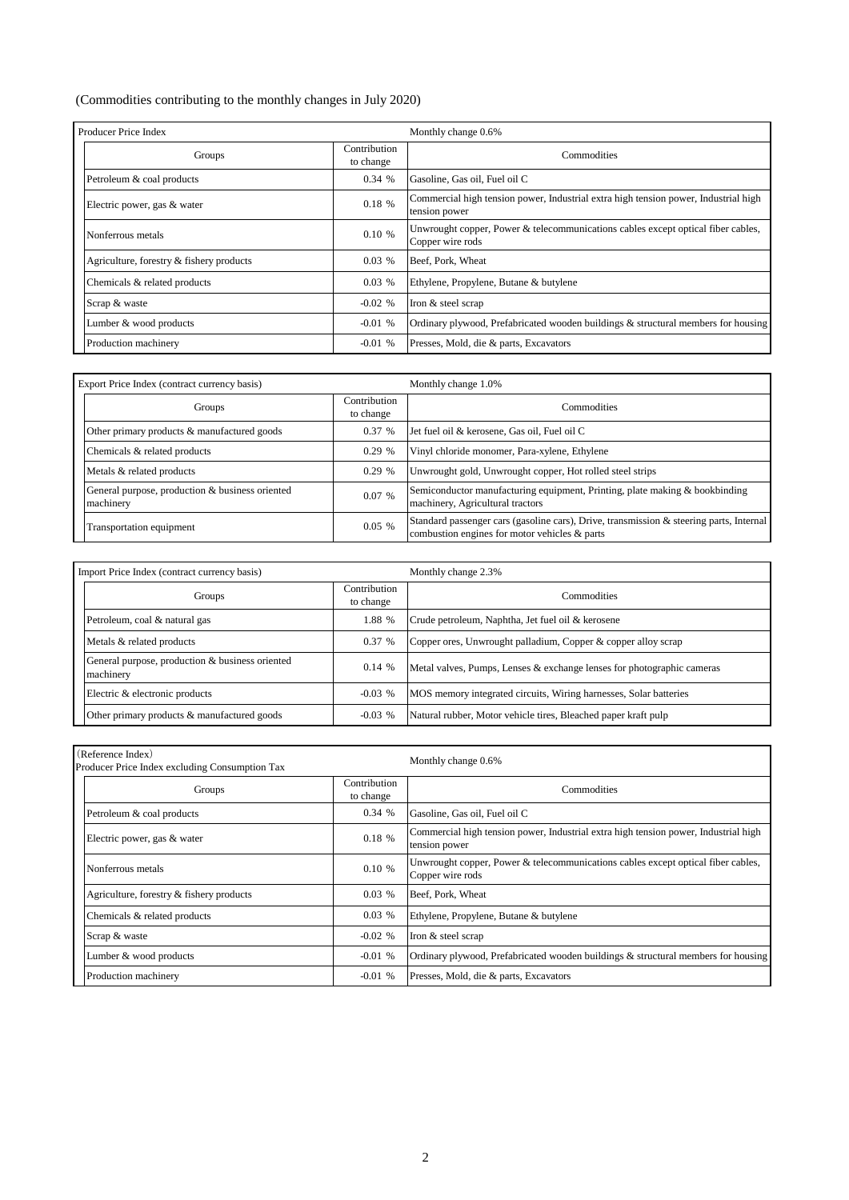(Commodities contributing to the monthly changes in July 2020)

| Producer Price Index | | Monthly change 0.6% |
|---|---|---|
| Groups | Contribution to change | Commodities |
| Petroleum & coal products | 0.34 % | Gasoline, Gas oil, Fuel oil C |
| Electric power, gas & water | 0.18 % | Commercial high tension power, Industrial extra high tension power, Industrial high tension power |
| Nonferrous metals | 0.10 % | Unwrought copper, Power & telecommunications cables except optical fiber cables, Copper wire rods |
| Agriculture, forestry & fishery products | 0.03 % | Beef, Pork, Wheat |
| Chemicals & related products | 0.03 % | Ethylene, Propylene, Butane & butylene |
| Scrap & waste | -0.02 % | Iron & steel scrap |
| Lumber & wood products | -0.01 % | Ordinary plywood, Prefabricated wooden buildings & structural members for housing |
| Production machinery | -0.01 % | Presses, Mold, die & parts, Excavators |

| Export Price Index (contract currency basis) | | Monthly change 1.0% |
|---|---|---|
| Groups | Contribution to change | Commodities |
| Other primary products & manufactured goods | 0.37 % | Jet fuel oil & kerosene, Gas oil, Fuel oil C |
| Chemicals & related products | 0.29 % | Vinyl chloride monomer, Para-xylene, Ethylene |
| Metals & related products | 0.29 % | Unwrought gold, Unwrought copper, Hot rolled steel strips |
| General purpose, production & business oriented machinery | 0.07 % | Semiconductor manufacturing equipment, Printing, plate making & bookbinding machinery, Agricultural tractors |
| Transportation equipment | 0.05 % | Standard passenger cars (gasoline cars), Drive, transmission & steering parts, Internal combustion engines for motor vehicles & parts |

| Import Price Index (contract currency basis) | | Monthly change 2.3% |
|---|---|---|
| Groups | Contribution to change | Commodities |
| Petroleum, coal & natural gas | 1.88 % | Crude petroleum, Naphtha, Jet fuel oil & kerosene |
| Metals & related products | 0.37 % | Copper ores, Unwrought palladium, Copper & copper alloy scrap |
| General purpose, production & business oriented machinery | 0.14 % | Metal valves, Pumps, Lenses & exchange lenses for photographic cameras |
| Electric & electronic products | -0.03 % | MOS memory integrated circuits, Wiring harnesses, Solar batteries |
| Other primary products & manufactured goods | -0.03 % | Natural rubber, Motor vehicle tires, Bleached paper kraft pulp |

| (Reference Index) Producer Price Index excluding Consumption Tax | | Monthly change 0.6% |
|---|---|---|
| Groups | Contribution to change | Commodities |
| Petroleum & coal products | 0.34 % | Gasoline, Gas oil, Fuel oil C |
| Electric power, gas & water | 0.18 % | Commercial high tension power, Industrial extra high tension power, Industrial high tension power |
| Nonferrous metals | 0.10 % | Unwrought copper, Power & telecommunications cables except optical fiber cables, Copper wire rods |
| Agriculture, forestry & fishery products | 0.03 % | Beef, Pork, Wheat |
| Chemicals & related products | 0.03 % | Ethylene, Propylene, Butane & butylene |
| Scrap & waste | -0.02 % | Iron & steel scrap |
| Lumber & wood products | -0.01 % | Ordinary plywood, Prefabricated wooden buildings & structural members for housing |
| Production machinery | -0.01 % | Presses, Mold, die & parts, Excavators |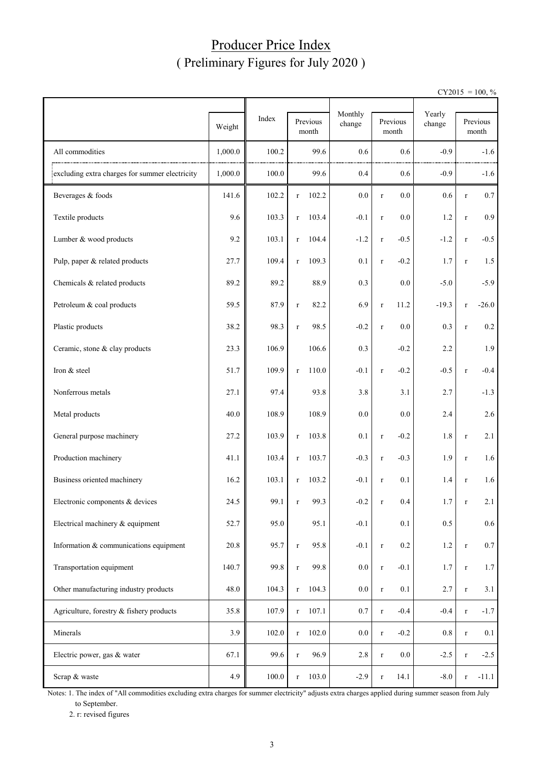# Producer Price Index
## ( Preliminary Figures for July 2020 )

CY2015 = 100, %

| | Weight | Index | Previous month | Monthly change | Previous month | Yearly change | Previous month |
|---|---|---|---|---|---|---|---|
| All commodities | 1,000.0 | 100.2 | 99.6 | 0.6 | 0.6 | -0.9 | -1.6 |
| excluding extra charges for summer electricity | 1,000.0 | 100.0 | 99.6 | 0.4 | 0.6 | -0.9 | -1.6 |
| Beverages & foods | 141.6 | 102.2 | r 102.2 | 0.0 | r 0.0 | 0.6 | r 0.7 |
| Textile products | 9.6 | 103.3 | r 103.4 | -0.1 | r 0.0 | 1.2 | r 0.9 |
| Lumber & wood products | 9.2 | 103.1 | r 104.4 | -1.2 | r -0.5 | -1.2 | r -0.5 |
| Pulp, paper & related products | 27.7 | 109.4 | r 109.3 | 0.1 | r -0.2 | 1.7 | r 1.5 |
| Chemicals & related products | 89.2 | 89.2 | 88.9 | 0.3 | 0.0 | -5.0 | -5.9 |
| Petroleum & coal products | 59.5 | 87.9 | r 82.2 | 6.9 | r 11.2 | -19.3 | r -26.0 |
| Plastic products | 38.2 | 98.3 | r 98.5 | -0.2 | r 0.0 | 0.3 | r 0.2 |
| Ceramic, stone & clay products | 23.3 | 106.9 | 106.6 | 0.3 | -0.2 | 2.2 | 1.9 |
| Iron & steel | 51.7 | 109.9 | r 110.0 | -0.1 | r -0.2 | -0.5 | r -0.4 |
| Nonferrous metals | 27.1 | 97.4 | 93.8 | 3.8 | 3.1 | 2.7 | -1.3 |
| Metal products | 40.0 | 108.9 | 108.9 | 0.0 | 0.0 | 2.4 | 2.6 |
| General purpose machinery | 27.2 | 103.9 | r 103.8 | 0.1 | r -0.2 | 1.8 | r 2.1 |
| Production machinery | 41.1 | 103.4 | r 103.7 | -0.3 | r -0.3 | 1.9 | r 1.6 |
| Business oriented machinery | 16.2 | 103.1 | r 103.2 | -0.1 | r 0.1 | 1.4 | r 1.6 |
| Electronic components & devices | 24.5 | 99.1 | r 99.3 | -0.2 | r 0.4 | 1.7 | r 2.1 |
| Electrical machinery & equipment | 52.7 | 95.0 | 95.1 | -0.1 | 0.1 | 0.5 | 0.6 |
| Information & communications equipment | 20.8 | 95.7 | r 95.8 | -0.1 | r 0.2 | 1.2 | r 0.7 |
| Transportation equipment | 140.7 | 99.8 | r 99.8 | 0.0 | r -0.1 | 1.7 | r 1.7 |
| Other manufacturing industry products | 48.0 | 104.3 | r 104.3 | 0.0 | r 0.1 | 2.7 | r 3.1 |
| Agriculture, forestry & fishery products | 35.8 | 107.9 | r 107.1 | 0.7 | r -0.4 | -0.4 | r -1.7 |
| Minerals | 3.9 | 102.0 | r 102.0 | 0.0 | r -0.2 | 0.8 | r 0.1 |
| Electric power, gas & water | 67.1 | 99.6 | r 96.9 | 2.8 | r 0.0 | -2.5 | r -2.5 |
| Scrap & waste | 4.9 | 100.0 | r 103.0 | -2.9 | r 14.1 | -8.0 | r -11.1 |

Notes: 1. The index of "All commodities excluding extra charges for summer electricity" adjusts extra charges applied during summer season from July to September.

2. r: revised figures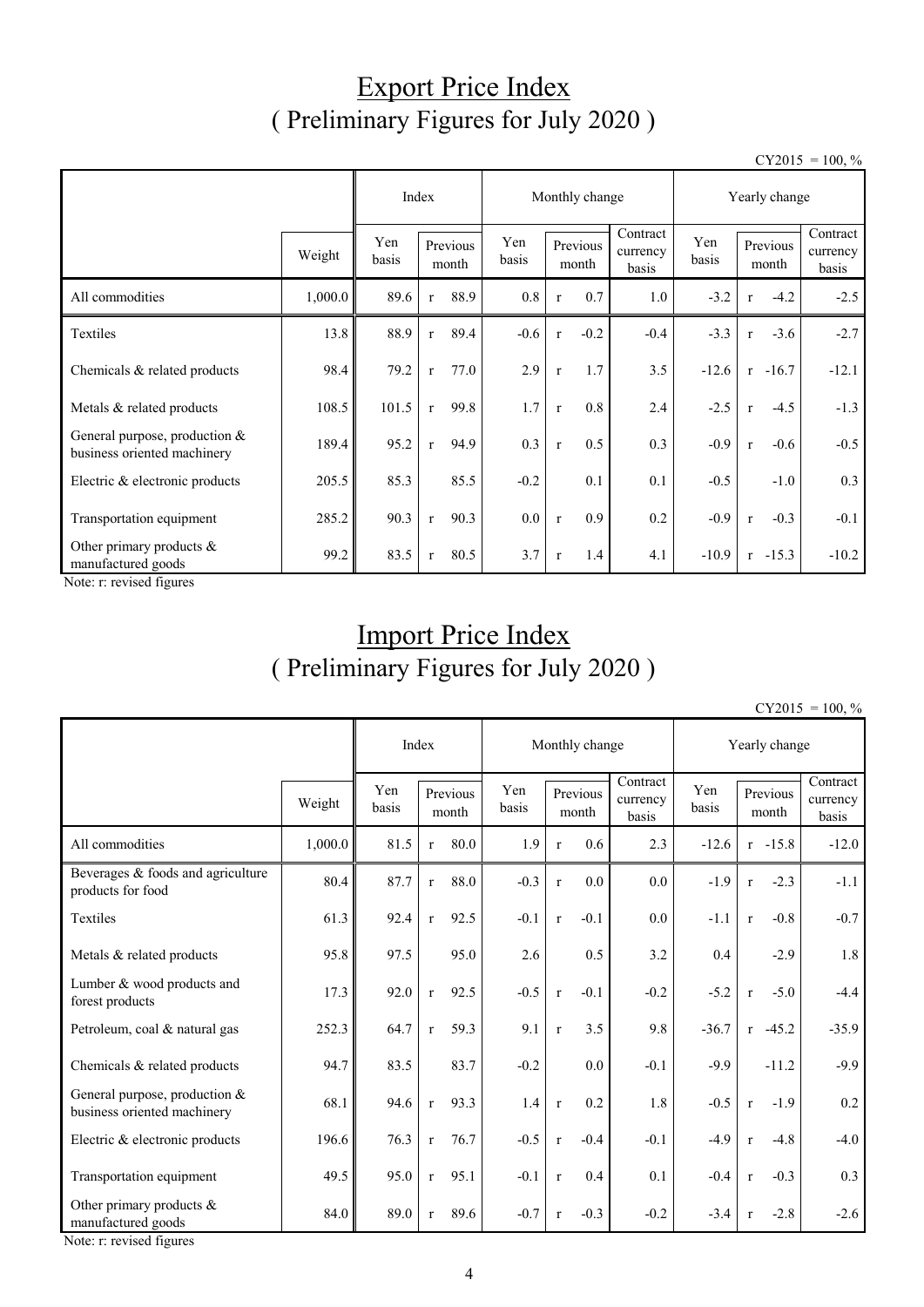# Export Price Index
# ( Preliminary Figures for July 2020 )

CY2015 = 100, %

| | | Index | | Monthly change | | | Yearly change | | |
|---|---|---|---|---|---|---|---|---|---|
| | Weight | Yen basis | Previous month | Yen basis | Previous month | Contract currency basis | Yen basis | Previous month | Contract currency basis |
| All commodities | 1,000.0 | 89.6 | r 88.9 | 0.8 | r 0.7 | 1.0 | -3.2 | r -4.2 | -2.5 |
| Textiles | 13.8 | 88.9 | r 89.4 | -0.6 | r -0.2 | -0.4 | -3.3 | r -3.6 | -2.7 |
| Chemicals & related products | 98.4 | 79.2 | r 77.0 | 2.9 | r 1.7 | 3.5 | -12.6 | r -16.7 | -12.1 |
| Metals & related products | 108.5 | 101.5 | r 99.8 | 1.7 | r 0.8 | 2.4 | -2.5 | r -4.5 | -1.3 |
| General purpose, production & business oriented machinery | 189.4 | 95.2 | r 94.9 | 0.3 | r 0.5 | 0.3 | -0.9 | r -0.6 | -0.5 |
| Electric & electronic products | 205.5 | 85.3 | 85.5 | -0.2 | 0.1 | 0.1 | -0.5 | -1.0 | 0.3 |
| Transportation equipment | 285.2 | 90.3 | r 90.3 | 0.0 | r 0.9 | 0.2 | -0.9 | r -0.3 | -0.1 |
| Other primary products & manufactured goods | 99.2 | 83.5 | r 80.5 | 3.7 | r 1.4 | 4.1 | -10.9 | r -15.3 | -10.2 |

Note: r: revised figures

# Import Price Index
# ( Preliminary Figures for July 2020 )

CY2015 = 100, %

| | | Index | | Monthly change | | | Yearly change | | |
|---|---|---|---|---|---|---|---|---|---|
| | Weight | Yen basis | Previous month | Yen basis | Previous month | Contract currency basis | Yen basis | Previous month | Contract currency basis |
| All commodities | 1,000.0 | 81.5 | r 80.0 | 1.9 | r 0.6 | 2.3 | -12.6 | r -15.8 | -12.0 |
| Beverages & foods and agriculture products for food | 80.4 | 87.7 | r 88.0 | -0.3 | r 0.0 | 0.0 | -1.9 | r -2.3 | -1.1 |
| Textiles | 61.3 | 92.4 | r 92.5 | -0.1 | r -0.1 | 0.0 | -1.1 | r -0.8 | -0.7 |
| Metals & related products | 95.8 | 97.5 | 95.0 | 2.6 | 0.5 | 3.2 | 0.4 | -2.9 | 1.8 |
| Lumber & wood products and forest products | 17.3 | 92.0 | r 92.5 | -0.5 | r -0.1 | -0.2 | -5.2 | r -5.0 | -4.4 |
| Petroleum, coal & natural gas | 252.3 | 64.7 | r 59.3 | 9.1 | r 3.5 | 9.8 | -36.7 | r -45.2 | -35.9 |
| Chemicals & related products | 94.7 | 83.5 | 83.7 | -0.2 | 0.0 | -0.1 | -9.9 | -11.2 | -9.9 |
| General purpose, production & business oriented machinery | 68.1 | 94.6 | r 93.3 | 1.4 | r 0.2 | 1.8 | -0.5 | r -1.9 | 0.2 |
| Electric & electronic products | 196.6 | 76.3 | r 76.7 | -0.5 | r -0.4 | -0.1 | -4.9 | r -4.8 | -4.0 |
| Transportation equipment | 49.5 | 95.0 | r 95.1 | -0.1 | r 0.4 | 0.1 | -0.4 | r -0.3 | 0.3 |
| Other primary products & manufactured goods | 84.0 | 89.0 | r 89.6 | -0.7 | r -0.3 | -0.2 | -3.4 | r -2.8 | -2.6 |

Note: r: revised figures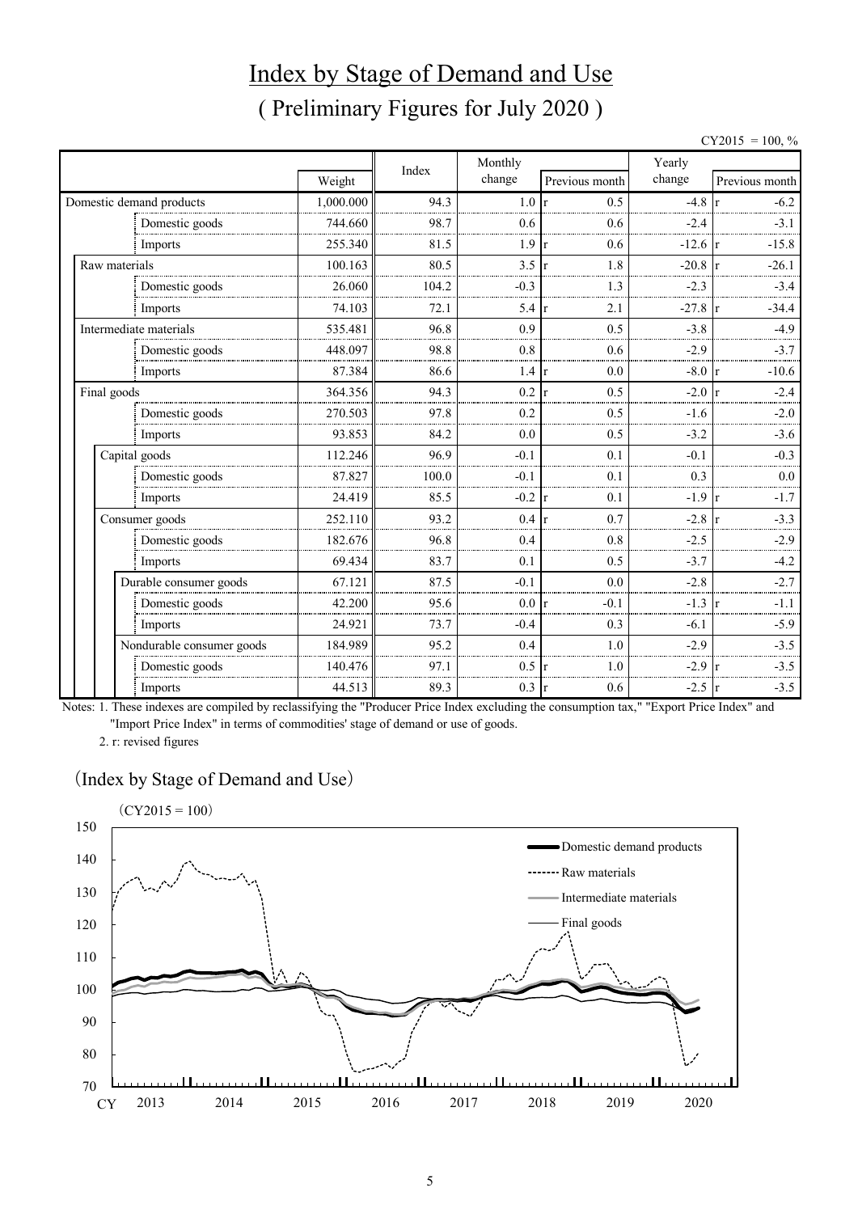# Index by Stage of Demand and Use

## ( Preliminary Figures for July 2020 )

CY2015 = 100, %

| | Weight | Index | Monthly change | Previous month | Yearly change | Previous month |
|---|---|---|---|---|---|---|
| Domestic demand products | 1,000.000 | 94.3 | 1.0 | r 0.5 | -4.8 | r -6.2 |
| Domestic goods | 744.660 | 98.7 | 0.6 | 0.6 | -2.4 | -3.1 |
| Imports | 255.340 | 81.5 | 1.9 | r 0.6 | -12.6 | r -15.8 |
| Raw materials | 100.163 | 80.5 | 3.5 | r 1.8 | -20.8 | r -26.1 |
| Domestic goods | 26.060 | 104.2 | -0.3 | 1.3 | -2.3 | -3.4 |
| Imports | 74.103 | 72.1 | 5.4 | r 2.1 | -27.8 | r -34.4 |
| Intermediate materials | 535.481 | 96.8 | 0.9 | 0.5 | -3.8 | -4.9 |
| Domestic goods | 448.097 | 98.8 | 0.8 | 0.6 | -2.9 | -3.7 |
| Imports | 87.384 | 86.6 | 1.4 | r 0.0 | -8.0 | r -10.6 |
| Final goods | 364.356 | 94.3 | 0.2 | r 0.5 | -2.0 | r -2.4 |
| Domestic goods | 270.503 | 97.8 | 0.2 | 0.5 | -1.6 | -2.0 |
| Imports | 93.853 | 84.2 | 0.0 | 0.5 | -3.2 | -3.6 |
| Capital goods | 112.246 | 96.9 | -0.1 | 0.1 | -0.1 | -0.3 |
| Domestic goods | 87.827 | 100.0 | -0.1 | 0.1 | 0.3 | 0.0 |
| Imports | 24.419 | 85.5 | -0.2 | r 0.1 | -1.9 | r -1.7 |
| Consumer goods | 252.110 | 93.2 | 0.4 | r 0.7 | -2.8 | r -3.3 |
| Domestic goods | 182.676 | 96.8 | 0.4 | 0.8 | -2.5 | -2.9 |
| Imports | 69.434 | 83.7 | 0.1 | 0.5 | -3.7 | -4.2 |
| Durable consumer goods | 67.121 | 87.5 | -0.1 | 0.0 | -2.8 | -2.7 |
| Domestic goods | 42.200 | 95.6 | 0.0 | r -0.1 | -1.3 | r -1.1 |
| Imports | 24.921 | 73.7 | -0.4 | 0.3 | -6.1 | -5.9 |
| Nondurable consumer goods | 184.989 | 95.2 | 0.4 | 1.0 | -2.9 | -3.5 |
| Domestic goods | 140.476 | 97.1 | 0.5 | r 1.0 | -2.9 | r -3.5 |
| Imports | 44.513 | 89.3 | 0.3 | r 0.6 | -2.5 | r -3.5 |

Notes: 1. These indexes are compiled by reclassifying the "Producer Price Index excluding the consumption tax," "Export Price Index" and "Import Price Index" in terms of commodities' stage of demand or use of goods.

2. r: revised figures

(Index by Stage of Demand and Use)

(CY2015 = 100)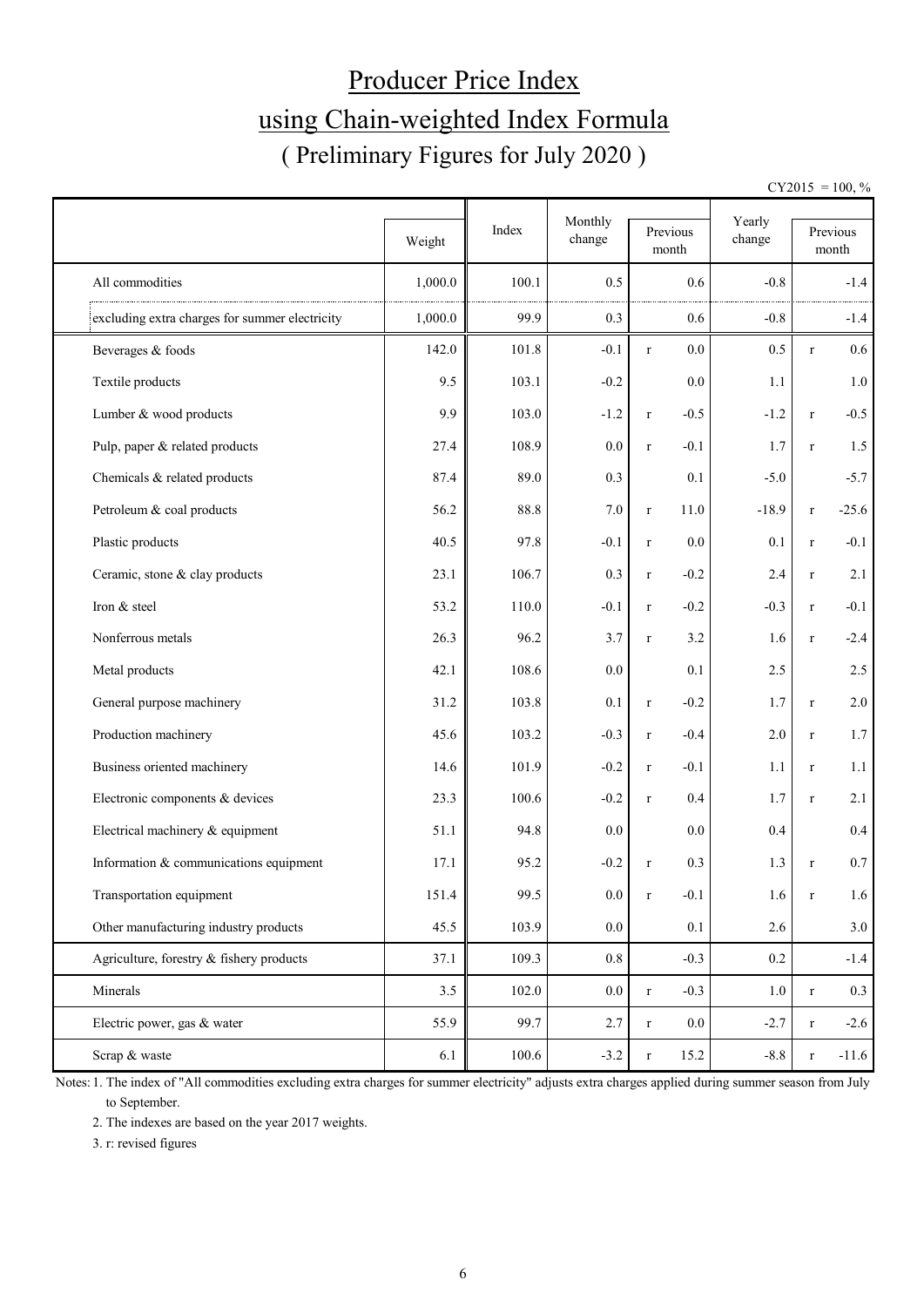# Producer Price Index

## using Chain-weighted Index Formula

### ( Preliminary Figures for July 2020 )

CY2015 = 100, %

| | Weight | Index | Monthly change | Previous month | Yearly change | Previous month |
|---|---|---|---|---|---|---|
| All commodities | 1,000.0 | 100.1 | 0.5 | 0.6 | -0.8 | -1.4 |
| excluding extra charges for summer electricity | 1,000.0 | 99.9 | 0.3 | 0.6 | -0.8 | -1.4 |
| Beverages & foods | 142.0 | 101.8 | -0.1 | r 0.0 | 0.5 | r 0.6 |
| Textile products | 9.5 | 103.1 | -0.2 | 0.0 | 1.1 | 1.0 |
| Lumber & wood products | 9.9 | 103.0 | -1.2 | r -0.5 | -1.2 | r -0.5 |
| Pulp, paper & related products | 27.4 | 108.9 | 0.0 | r -0.1 | 1.7 | r 1.5 |
| Chemicals & related products | 87.4 | 89.0 | 0.3 | 0.1 | -5.0 | -5.7 |
| Petroleum & coal products | 56.2 | 88.8 | 7.0 | r 11.0 | -18.9 | r -25.6 |
| Plastic products | 40.5 | 97.8 | -0.1 | r 0.0 | 0.1 | r -0.1 |
| Ceramic, stone & clay products | 23.1 | 106.7 | 0.3 | r -0.2 | 2.4 | r 2.1 |
| Iron & steel | 53.2 | 110.0 | -0.1 | r -0.2 | -0.3 | r -0.1 |
| Nonferrous metals | 26.3 | 96.2 | 3.7 | r 3.2 | 1.6 | r -2.4 |
| Metal products | 42.1 | 108.6 | 0.0 | 0.1 | 2.5 | 2.5 |
| General purpose machinery | 31.2 | 103.8 | 0.1 | r -0.2 | 1.7 | r 2.0 |
| Production machinery | 45.6 | 103.2 | -0.3 | r -0.4 | 2.0 | r 1.7 |
| Business oriented machinery | 14.6 | 101.9 | -0.2 | r -0.1 | 1.1 | r 1.1 |
| Electronic components & devices | 23.3 | 100.6 | -0.2 | r 0.4 | 1.7 | r 2.1 |
| Electrical machinery & equipment | 51.1 | 94.8 | 0.0 | 0.0 | 0.4 | 0.4 |
| Information & communications equipment | 17.1 | 95.2 | -0.2 | r 0.3 | 1.3 | r 0.7 |
| Transportation equipment | 151.4 | 99.5 | 0.0 | r -0.1 | 1.6 | r 1.6 |
| Other manufacturing industry products | 45.5 | 103.9 | 0.0 | 0.1 | 2.6 | 3.0 |
| Agriculture, forestry & fishery products | 37.1 | 109.3 | 0.8 | -0.3 | 0.2 | -1.4 |
| Minerals | 3.5 | 102.0 | 0.0 | r -0.3 | 1.0 | r 0.3 |
| Electric power, gas & water | 55.9 | 99.7 | 2.7 | r 0.0 | -2.7 | r -2.6 |
| Scrap & waste | 6.1 | 100.6 | -3.2 | r 15.2 | -8.8 | r -11.6 |

Notes: 1. The index of "All commodities excluding extra charges for summer electricity" adjusts extra charges applied during summer season from July to September.

2. The indexes are based on the year 2017 weights.

3. r: revised figures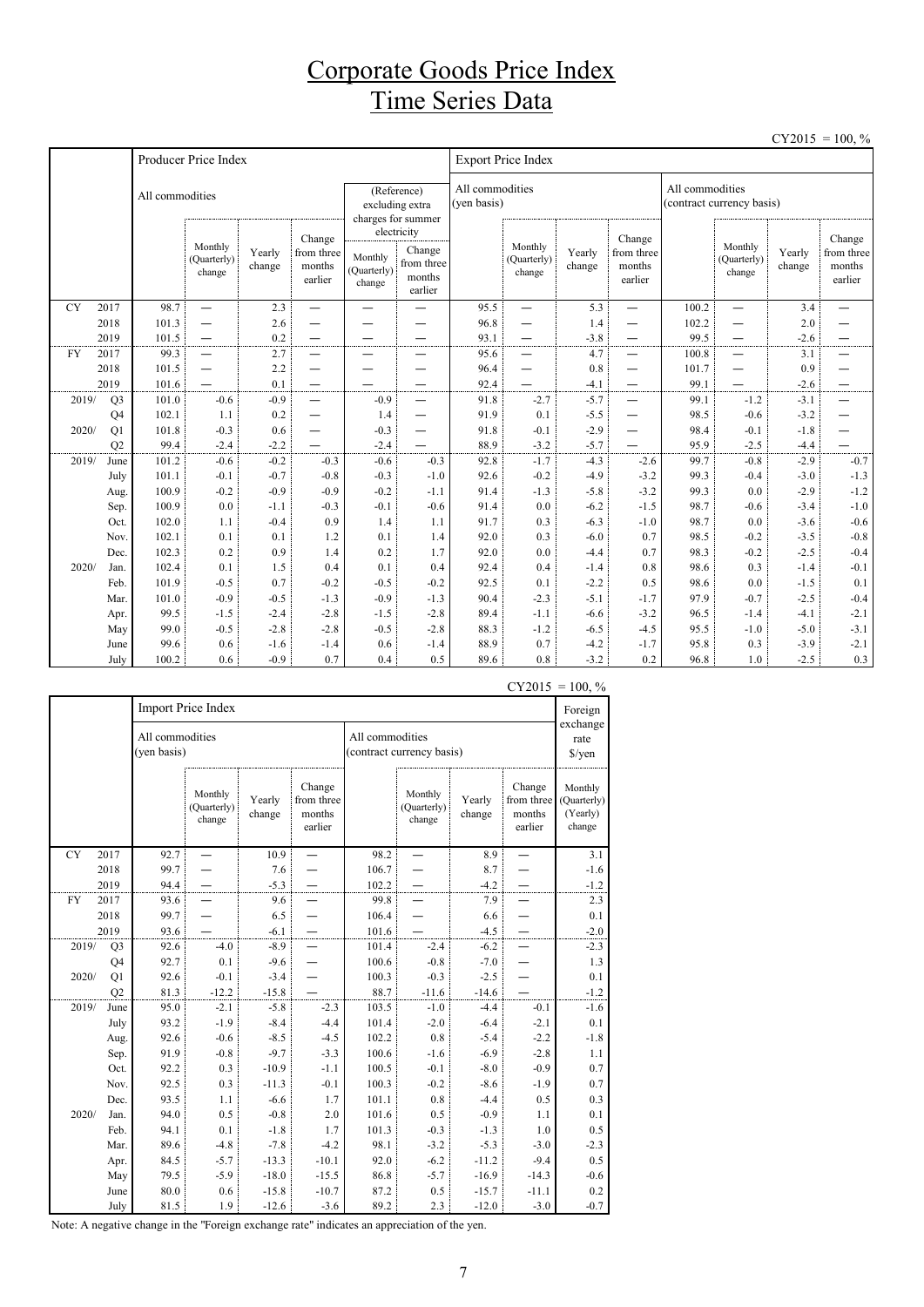# Corporate Goods Price Index
# Time Series Data

CY2015 = 100, %

| | | Producer Price Index | | | | | | Export Price Index | | | | | | | |
|---|---|---|---|---|---|---|---|---|---|---|---|---|---|---|---|
| | | All commodities | | | | (Reference) excluding extra charges for summer electricity | | All commodities (yen basis) | | | | All commodities (contract currency basis) | | | |
| | | | Monthly (Quarterly) change | Yearly change | Change from three months earlier | Monthly (Quarterly) change | Change from three months earlier | | Monthly (Quarterly) change | Yearly change | Change from three months earlier | | Monthly (Quarterly) change | Yearly change | Change from three months earlier |
| CY | 2017 | 98.7 | — | 2.3 | — | — | — | 95.5 | — | 5.3 | — | 100.2 | — | 3.4 | — |
| | 2018 | 101.3 | — | 2.6 | — | — | — | 96.8 | — | 1.4 | — | 102.2 | — | 2.0 | — |
| | 2019 | 101.5 | — | 0.2 | — | — | — | 93.1 | — | -3.8 | — | 99.5 | — | -2.6 | — |
| FY | 2017 | 99.3 | — | 2.7 | — | — | — | 95.6 | — | 4.7 | — | 100.8 | — | 3.1 | — |
| | 2018 | 101.5 | — | 2.2 | — | — | — | 96.4 | — | 0.8 | — | 101.7 | — | 0.9 | — |
| | 2019 | 101.6 | — | 0.1 | — | — | — | 92.4 | — | -4.1 | — | 99.1 | — | -2.6 | — |
| 2019/ | Q3 | 101.0 | -0.6 | -0.9 | — | -0.9 | — | 91.8 | -2.7 | -5.7 | — | 99.1 | -1.2 | -3.1 | — |
| | Q4 | 102.1 | 1.1 | 0.2 | — | 1.4 | — | 91.9 | 0.1 | -5.5 | — | 98.5 | -0.6 | -3.2 | — |
| 2020/ | Q1 | 101.8 | -0.3 | 0.6 | — | -0.3 | — | 91.8 | -0.1 | -2.9 | — | 98.4 | -0.1 | -1.8 | — |
| | Q2 | 99.4 | -2.4 | -2.2 | — | -2.4 | — | 88.9 | -3.2 | -5.7 | — | 95.9 | -2.5 | -4.4 | — |
| 2019/ | June | 101.2 | -0.6 | -0.2 | -0.3 | -0.6 | -0.3 | 92.8 | -1.7 | -4.3 | -2.6 | 99.7 | -0.8 | -2.9 | -0.7 |
| | July | 101.1 | -0.1 | -0.7 | -0.8 | -0.3 | -1.0 | 92.6 | -0.2 | -4.9 | -3.2 | 99.3 | -0.4 | -3.0 | -1.3 |
| | Aug. | 100.9 | -0.2 | -0.9 | -0.9 | -0.2 | -1.1 | 91.4 | -1.3 | -5.8 | -3.2 | 99.3 | 0.0 | -2.9 | -1.2 |
| | Sep. | 100.9 | 0.0 | -1.1 | -0.3 | -0.1 | -0.6 | 91.4 | 0.0 | -6.2 | -1.5 | 98.7 | -0.6 | -3.4 | -1.0 |
| | Oct. | 102.0 | 1.1 | -0.4 | 0.9 | 1.4 | 1.1 | 91.7 | 0.3 | -6.3 | -1.0 | 98.7 | 0.0 | -3.6 | -0.6 |
| | Nov. | 102.1 | 0.1 | 0.1 | 1.2 | 0.1 | 1.4 | 92.0 | 0.3 | -6.0 | 0.7 | 98.5 | -0.2 | -3.5 | -0.8 |
| | Dec. | 102.3 | 0.2 | 0.9 | 1.4 | 0.2 | 1.7 | 92.0 | 0.0 | -4.4 | 0.7 | 98.3 | -0.2 | -2.5 | -0.4 |
| 2020/ | Jan. | 102.4 | 0.1 | 1.5 | 0.4 | 0.1 | 0.4 | 92.4 | 0.4 | -1.4 | 0.8 | 98.6 | 0.3 | -1.4 | -0.1 |
| | Feb. | 101.9 | -0.5 | 0.7 | -0.2 | -0.5 | -0.2 | 92.5 | 0.1 | -2.2 | 0.5 | 98.6 | 0.0 | -1.5 | 0.1 |
| | Mar. | 101.0 | -0.9 | -0.5 | -1.3 | -0.9 | -1.3 | 90.4 | -2.3 | -5.1 | -1.7 | 97.9 | -0.7 | -2.5 | -0.4 |
| | Apr. | 99.5 | -1.5 | -2.4 | -2.8 | -1.5 | -2.8 | 89.4 | -1.1 | -6.6 | -3.2 | 96.5 | -1.4 | -4.1 | -2.1 |
| | May | 99.0 | -0.5 | -2.8 | -2.8 | -0.5 | -2.8 | 88.3 | -1.2 | -6.5 | -4.5 | 95.5 | -1.0 | -5.0 | -3.1 |
| | June | 99.6 | 0.6 | -1.6 | -1.4 | 0.6 | -1.4 | 88.9 | 0.7 | -4.2 | -1.7 | 95.8 | 0.3 | -3.9 | -2.1 |
| | July | 100.2 | 0.6 | -0.9 | 0.7 | 0.4 | 0.5 | 89.6 | 0.8 | -3.2 | 0.2 | 96.8 | 1.0 | -2.5 | 0.3 |

CY2015 = 100, %

| | | Import Price Index | | | | | | | | Foreign exchange rate $/yen |
|---|---|---|---|---|---|---|---|---|---|---|
| | | All commodities (yen basis) | | | | All commodities (contract currency basis) | | | | |
| | | | Monthly (Quarterly) change | Yearly change | Change from three months earlier | | Monthly (Quarterly) change | Yearly change | Change from three months earlier | Monthly (Quarterly) (Yearly) change |
| CY | 2017 | 92.7 | — | 10.9 | — | 98.2 | — | 8.9 | — | 3.1 |
| | 2018 | 99.7 | — | 7.6 | — | 106.7 | — | 8.7 | — | -1.6 |
| | 2019 | 94.4 | — | -5.3 | — | 102.2 | — | -4.2 | — | -1.2 |
| FY | 2017 | 93.6 | — | 9.6 | — | 99.8 | — | 7.9 | — | 2.3 |
| | 2018 | 99.7 | — | 6.5 | — | 106.4 | — | 6.6 | — | 0.1 |
| | 2019 | 93.6 | — | -6.1 | — | 101.6 | — | -4.5 | — | -2.0 |
| 2019/ | Q3 | 92.6 | -4.0 | -8.9 | — | 101.4 | -2.4 | -6.2 | — | -2.3 |
| | Q4 | 92.7 | 0.1 | -9.6 | — | 100.6 | -0.8 | -7.0 | — | 1.3 |
| 2020/ | Q1 | 92.6 | -0.1 | -3.4 | — | 100.3 | -0.3 | -2.5 | — | 0.1 |
| | Q2 | 81.3 | -12.2 | -15.8 | — | 88.7 | -11.6 | -14.6 | — | -1.2 |
| 2019/ | June | 95.0 | -2.1 | -5.8 | -2.3 | 103.5 | -1.0 | -4.4 | -0.1 | -1.6 |
| | July | 93.2 | -1.9 | -8.4 | -4.4 | 101.4 | -2.0 | -6.4 | -2.1 | 0.1 |
| | Aug. | 92.6 | -0.6 | -8.5 | -4.5 | 102.2 | 0.8 | -5.4 | -2.2 | -1.8 |
| | Sep. | 91.9 | -0.8 | -9.7 | -3.3 | 100.6 | -1.6 | -6.9 | -2.8 | 1.1 |
| | Oct. | 92.2 | 0.3 | -10.9 | -1.1 | 100.5 | -0.1 | -8.0 | -0.9 | 0.7 |
| | Nov. | 92.5 | 0.3 | -11.3 | -0.1 | 100.3 | -0.2 | -8.6 | -1.9 | 0.7 |
| | Dec. | 93.5 | 1.1 | -6.6 | 1.7 | 101.1 | 0.8 | -4.4 | 0.5 | 0.3 |
| 2020/ | Jan. | 94.0 | 0.5 | -0.8 | 2.0 | 101.6 | 0.5 | -0.9 | 1.1 | 0.1 |
| | Feb. | 94.1 | 0.1 | -1.8 | 1.7 | 101.3 | -0.3 | -1.3 | 1.0 | 0.5 |
| | Mar. | 89.6 | -4.8 | -7.8 | -4.2 | 98.1 | -3.2 | -5.3 | -3.0 | -2.3 |
| | Apr. | 84.5 | -5.7 | -13.3 | -10.1 | 92.0 | -6.2 | -11.2 | -9.4 | 0.5 |
| | May | 79.5 | -5.9 | -18.0 | -15.5 | 86.8 | -5.7 | -16.9 | -14.3 | -0.6 |
| | June | 80.0 | 0.6 | -15.8 | -10.7 | 87.2 | 0.5 | -15.7 | -11.1 | 0.2 |
| | July | 81.5 | 1.9 | -12.6 | -3.6 | 89.2 | 2.3 | -12.0 | -3.0 | -0.7 |

Note: A negative change in the "Foreign exchange rate" indicates an appreciation of the yen.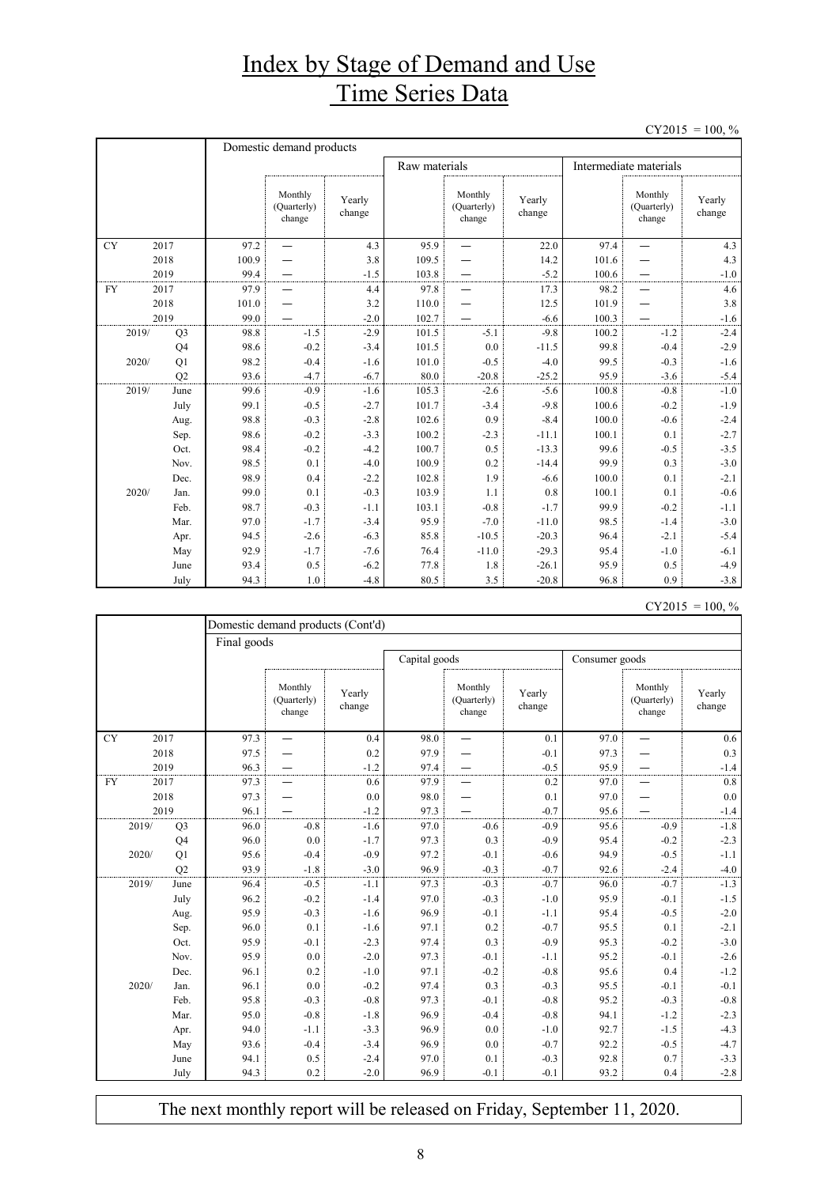# Index by Stage of Demand and Use
# Time Series Data

CY2015 = 100, %

| | | Domestic demand products | | | | | | | | |
|---|---|---|---|---|---|---|---|---|---|---|
| | | | | | Raw materials | | | Intermediate materials | | |
| | | | Monthly (Quarterly) change | Yearly change | | Monthly (Quarterly) change | Yearly change | | Monthly (Quarterly) change | Yearly change |
| CY | 2017 | 97.2 | — | 4.3 | 95.9 | — | 22.0 | 97.4 | — | 4.3 |
| | 2018 | 100.9 | — | 3.8 | 109.5 | — | 14.2 | 101.6 | — | 4.3 |
| | 2019 | 99.4 | — | -1.5 | 103.8 | — | -5.2 | 100.6 | — | -1.0 |
| FY | 2017 | 97.9 | — | 4.4 | 97.8 | — | 17.3 | 98.2 | — | 4.6 |
| | 2018 | 101.0 | — | 3.2 | 110.0 | — | 12.5 | 101.9 | — | 3.8 |
| | 2019 | 99.0 | — | -2.0 | 102.7 | — | -6.6 | 100.3 | — | -1.6 |
| 2019/ | Q3 | 98.8 | -1.5 | -2.9 | 101.5 | -5.1 | -9.8 | 100.2 | -1.2 | -2.4 |
| | Q4 | 98.6 | -0.2 | -3.4 | 101.5 | 0.0 | -11.5 | 99.8 | -0.4 | -2.9 |
| 2020/ | Q1 | 98.2 | -0.4 | -1.6 | 101.0 | -0.5 | -4.0 | 99.5 | -0.3 | -1.6 |
| | Q2 | 93.6 | -4.7 | -6.7 | 80.0 | -20.8 | -25.2 | 95.9 | -3.6 | -5.4 |
| 2019/ | June | 99.6 | -0.9 | -1.6 | 105.3 | -2.6 | -5.6 | 100.8 | -0.8 | -1.0 |
| | July | 99.1 | -0.5 | -2.7 | 101.7 | -3.4 | -9.8 | 100.6 | -0.2 | -1.9 |
| | Aug. | 98.8 | -0.3 | -2.8 | 102.6 | 0.9 | -8.4 | 100.0 | -0.6 | -2.4 |
| | Sep. | 98.6 | -0.2 | -3.3 | 100.2 | -2.3 | -11.1 | 100.1 | 0.1 | -2.7 |
| | Oct. | 98.4 | -0.2 | -4.2 | 100.7 | 0.5 | -13.3 | 99.6 | -0.5 | -3.5 |
| | Nov. | 98.5 | 0.1 | -4.0 | 100.9 | 0.2 | -14.4 | 99.9 | 0.3 | -3.0 |
| | Dec. | 98.9 | 0.4 | -2.2 | 102.8 | 1.9 | -6.6 | 100.0 | 0.1 | -2.1 |
| 2020/ | Jan. | 99.0 | 0.1 | -0.3 | 103.9 | 1.1 | 0.8 | 100.1 | 0.1 | -0.6 |
| | Feb. | 98.7 | -0.3 | -1.1 | 103.1 | -0.8 | -1.7 | 99.9 | -0.2 | -1.1 |
| | Mar. | 97.0 | -1.7 | -3.4 | 95.9 | -7.0 | -11.0 | 98.5 | -1.4 | -3.0 |
| | Apr. | 94.5 | -2.6 | -6.3 | 85.8 | -10.5 | -20.3 | 96.4 | -2.1 | -5.4 |
| | May | 92.9 | -1.7 | -7.6 | 76.4 | -11.0 | -29.3 | 95.4 | -1.0 | -6.1 |
| | June | 93.4 | 0.5 | -6.2 | 77.8 | 1.8 | -26.1 | 95.9 | 0.5 | -4.9 |
| | July | 94.3 | 1.0 | -4.8 | 80.5 | 3.5 | -20.8 | 96.8 | 0.9 | -3.8 |

CY2015 = 100, %

| | | Domestic demand products (Cont'd) | | | | | | | | |
|---|---|---|---|---|---|---|---|---|---|---|
| | | Final goods | | | | | | | | |
| | | | | | Capital goods | | | Consumer goods | | |
| | | | Monthly (Quarterly) change | Yearly change | | Monthly (Quarterly) change | Yearly change | | Monthly (Quarterly) change | Yearly change |
| CY | 2017 | 97.3 | — | 0.4 | 98.0 | — | 0.1 | 97.0 | — | 0.6 |
| | 2018 | 97.5 | — | 0.2 | 97.9 | — | -0.1 | 97.3 | — | 0.3 |
| | 2019 | 96.3 | — | -1.2 | 97.4 | — | -0.5 | 95.9 | — | -1.4 |
| FY | 2017 | 97.3 | — | 0.6 | 97.9 | — | 0.2 | 97.0 | — | 0.8 |
| | 2018 | 97.3 | — | 0.0 | 98.0 | — | 0.1 | 97.0 | — | 0.0 |
| | 2019 | 96.1 | — | -1.2 | 97.3 | — | -0.7 | 95.6 | — | -1.4 |
| 2019/ | Q3 | 96.0 | -0.8 | -1.6 | 97.0 | -0.6 | -0.9 | 95.6 | -0.9 | -1.8 |
| | Q4 | 96.0 | 0.0 | -1.7 | 97.3 | 0.3 | -0.9 | 95.4 | -0.2 | -2.3 |
| 2020/ | Q1 | 95.6 | -0.4 | -0.9 | 97.2 | -0.1 | -0.6 | 94.9 | -0.5 | -1.1 |
| | Q2 | 93.9 | -1.8 | -3.0 | 96.9 | -0.3 | -0.7 | 92.6 | -2.4 | -4.0 |
| 2019/ | June | 96.4 | -0.5 | -1.1 | 97.3 | -0.3 | -0.7 | 96.0 | -0.7 | -1.3 |
| | July | 96.2 | -0.2 | -1.4 | 97.0 | -0.3 | -1.0 | 95.9 | -0.1 | -1.5 |
| | Aug. | 95.9 | -0.3 | -1.6 | 96.9 | -0.1 | -1.1 | 95.4 | -0.5 | -2.0 |
| | Sep. | 96.0 | 0.1 | -1.6 | 97.1 | 0.2 | -0.7 | 95.5 | 0.1 | -2.1 |
| | Oct. | 95.9 | -0.1 | -2.3 | 97.4 | 0.3 | -0.9 | 95.3 | -0.2 | -3.0 |
| | Nov. | 95.9 | 0.0 | -2.0 | 97.3 | -0.1 | -1.1 | 95.2 | -0.1 | -2.6 |
| | Dec. | 96.1 | 0.2 | -1.0 | 97.1 | -0.2 | -0.8 | 95.6 | 0.4 | -1.2 |
| 2020/ | Jan. | 96.1 | 0.0 | -0.2 | 97.4 | 0.3 | -0.3 | 95.5 | -0.1 | -0.1 |
| | Feb. | 95.8 | -0.3 | -0.8 | 97.3 | -0.1 | -0.8 | 95.2 | -0.3 | -0.8 |
| | Mar. | 95.0 | -0.8 | -1.8 | 96.9 | -0.4 | -0.8 | 94.1 | -1.2 | -2.3 |
| | Apr. | 94.0 | -1.1 | -3.3 | 96.9 | 0.0 | -1.0 | 92.7 | -1.5 | -4.3 |
| | May | 93.6 | -0.4 | -3.4 | 96.9 | 0.0 | -0.7 | 92.2 | -0.5 | -4.7 |
| | June | 94.1 | 0.5 | -2.4 | 97.0 | 0.1 | -0.3 | 92.8 | 0.7 | -3.3 |
| | July | 94.3 | 0.2 | -2.0 | 96.9 | -0.1 | -0.1 | 93.2 | 0.4 | -2.8 |

The next monthly report will be released on Friday, September 11, 2020.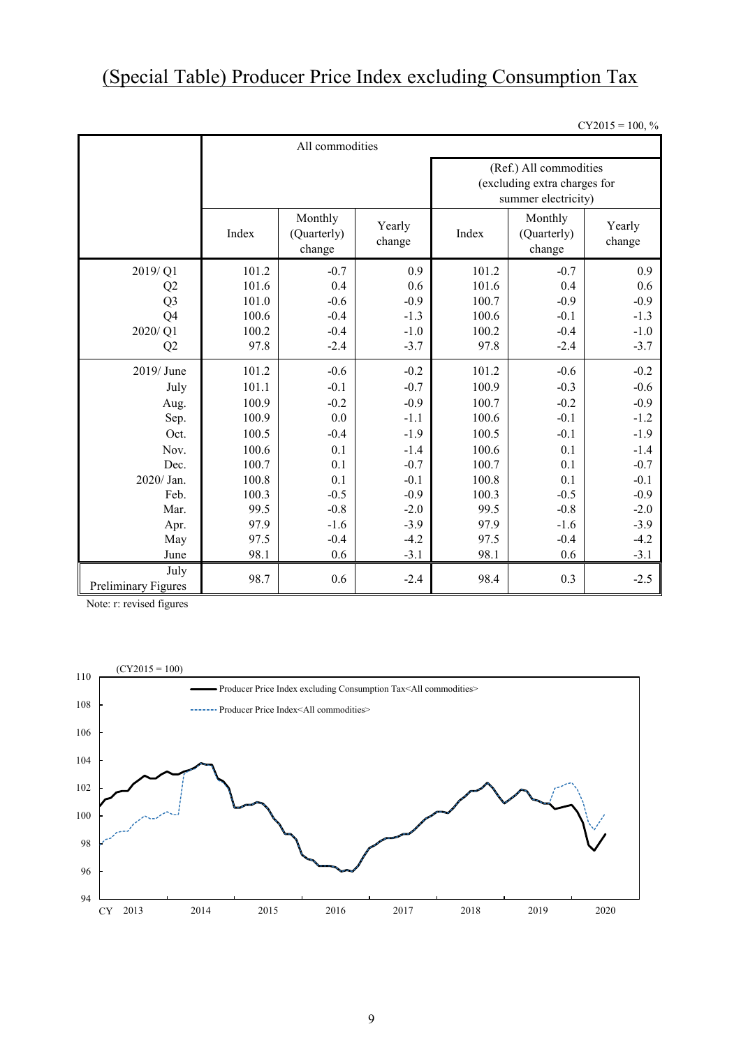# (Special Table) Producer Price Index excluding Consumption Tax

CY2015 = 100, %

| | All commodities | | | | | |
|---|---|---|---|---|---|---|
| | | | | (Ref.) All commodities (excluding extra charges for summer electricity) | | |
| | Index | Monthly (Quarterly) change | Yearly change | Index | Monthly (Quarterly) change | Yearly change |
| 2019/ Q1 | 101.2 | -0.7 | 0.9 | 101.2 | -0.7 | 0.9 |
| Q2 | 101.6 | 0.4 | 0.6 | 101.6 | 0.4 | 0.6 |
| Q3 | 101.0 | -0.6 | -0.9 | 100.7 | -0.9 | -0.9 |
| Q4 | 100.6 | -0.4 | -1.3 | 100.6 | -0.1 | -1.3 |
| 2020/ Q1 | 100.2 | -0.4 | -1.0 | 100.2 | -0.4 | -1.0 |
| Q2 | 97.8 | -2.4 | -3.7 | 97.8 | -2.4 | -3.7 |
| 2019/ June | 101.2 | -0.6 | -0.2 | 101.2 | -0.6 | -0.2 |
| July | 101.1 | -0.1 | -0.7 | 100.9 | -0.3 | -0.6 |
| Aug. | 100.9 | -0.2 | -0.9 | 100.7 | -0.2 | -0.9 |
| Sep. | 100.9 | 0.0 | -1.1 | 100.6 | -0.1 | -1.2 |
| Oct. | 100.5 | -0.4 | -1.9 | 100.5 | -0.1 | -1.9 |
| Nov. | 100.6 | 0.1 | -1.4 | 100.6 | 0.1 | -1.4 |
| Dec. | 100.7 | 0.1 | -0.7 | 100.7 | 0.1 | -0.7 |
| 2020/ Jan. | 100.8 | 0.1 | -0.1 | 100.8 | 0.1 | -0.1 |
| Feb. | 100.3 | -0.5 | -0.9 | 100.3 | -0.5 | -0.9 |
| Mar. | 99.5 | -0.8 | -2.0 | 99.5 | -0.8 | -2.0 |
| Apr. | 97.9 | -1.6 | -3.9 | 97.9 | -1.6 | -3.9 |
| May | 97.5 | -0.4 | -4.2 | 97.5 | -0.4 | -4.2 |
| June | 98.1 | 0.6 | -3.1 | 98.1 | 0.6 | -3.1 |
| July Preliminary Figures | 98.7 | 0.6 | -2.4 | 98.4 | 0.3 | -2.5 |

Note: r: revised figures

(CY2015 = 100)

Producer Price Index excluding Consumption Tax<All commodities>

Producer Price Index<All commodities>

CY 2013 2014 2015 2016 2017 2018 2019 2020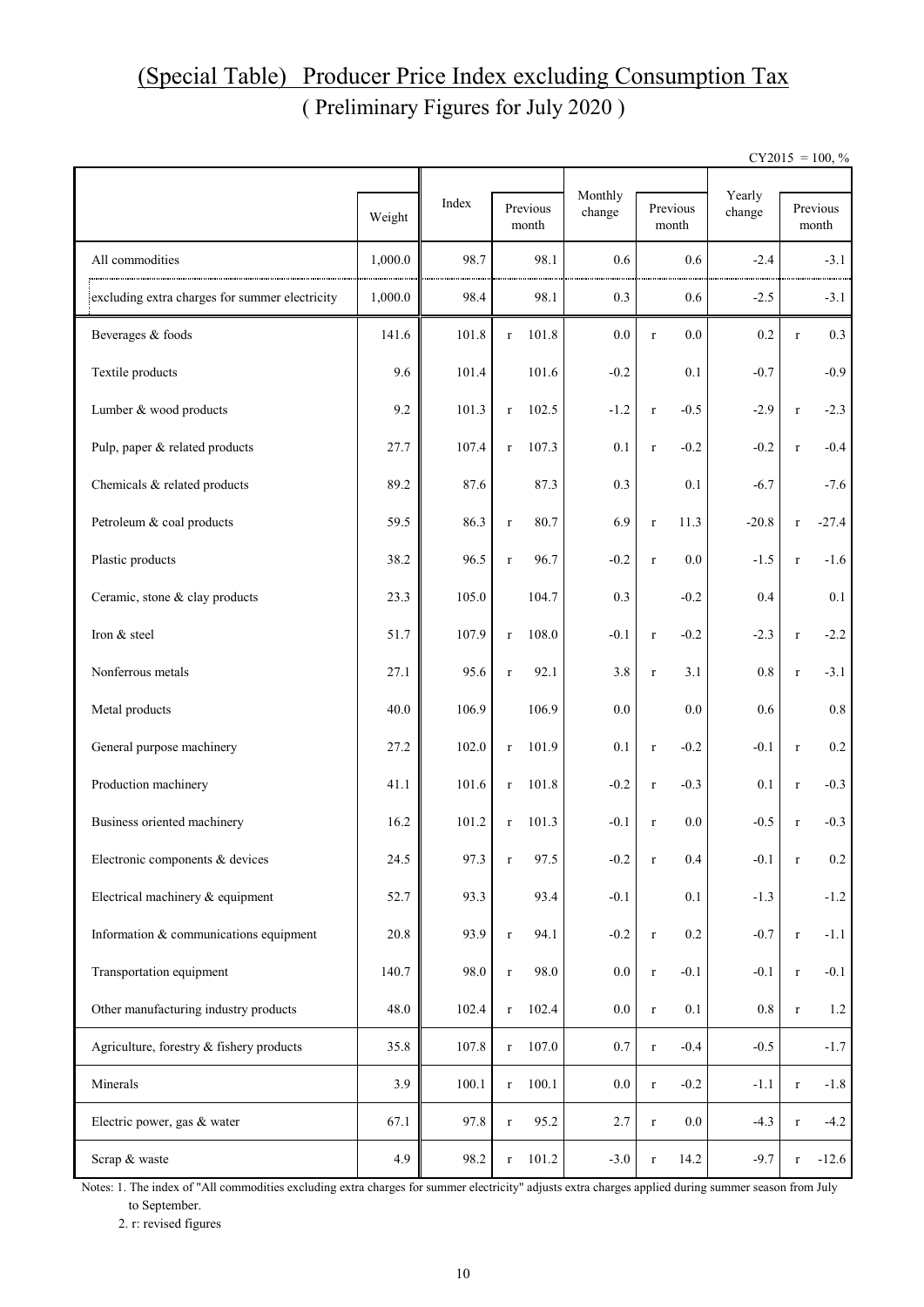# (Special Table) Producer Price Index excluding Consumption Tax

( Preliminary Figures for July 2020 )

CY2015 = 100, %

| | Weight | Index | Previous month | Monthly change | Previous month | Yearly change | Previous month |
|---|---|---|---|---|---|---|---|
| All commodities | 1,000.0 | 98.7 | 98.1 | 0.6 | 0.6 | -2.4 | -3.1 |
| excluding extra charges for summer electricity | 1,000.0 | 98.4 | 98.1 | 0.3 | 0.6 | -2.5 | -3.1 |
| Beverages & foods | 141.6 | 101.8 | r 101.8 | 0.0 | r 0.0 | 0.2 | r 0.3 |
| Textile products | 9.6 | 101.4 | 101.6 | -0.2 | 0.1 | -0.7 | -0.9 |
| Lumber & wood products | 9.2 | 101.3 | r 102.5 | -1.2 | r -0.5 | -2.9 | r -2.3 |
| Pulp, paper & related products | 27.7 | 107.4 | r 107.3 | 0.1 | r -0.2 | -0.2 | r -0.4 |
| Chemicals & related products | 89.2 | 87.6 | 87.3 | 0.3 | 0.1 | -6.7 | -7.6 |
| Petroleum & coal products | 59.5 | 86.3 | r 80.7 | 6.9 | r 11.3 | -20.8 | r -27.4 |
| Plastic products | 38.2 | 96.5 | r 96.7 | -0.2 | r 0.0 | -1.5 | r -1.6 |
| Ceramic, stone & clay products | 23.3 | 105.0 | 104.7 | 0.3 | -0.2 | 0.4 | 0.1 |
| Iron & steel | 51.7 | 107.9 | r 108.0 | -0.1 | r -0.2 | -2.3 | r -2.2 |
| Nonferrous metals | 27.1 | 95.6 | r 92.1 | 3.8 | r 3.1 | 0.8 | r -3.1 |
| Metal products | 40.0 | 106.9 | 106.9 | 0.0 | 0.0 | 0.6 | 0.8 |
| General purpose machinery | 27.2 | 102.0 | r 101.9 | 0.1 | r -0.2 | -0.1 | r 0.2 |
| Production machinery | 41.1 | 101.6 | r 101.8 | -0.2 | r -0.3 | 0.1 | r -0.3 |
| Business oriented machinery | 16.2 | 101.2 | r 101.3 | -0.1 | r 0.0 | -0.5 | r -0.3 |
| Electronic components & devices | 24.5 | 97.3 | r 97.5 | -0.2 | r 0.4 | -0.1 | r 0.2 |
| Electrical machinery & equipment | 52.7 | 93.3 | 93.4 | -0.1 | 0.1 | -1.3 | -1.2 |
| Information & communications equipment | 20.8 | 93.9 | r 94.1 | -0.2 | r 0.2 | -0.7 | r -1.1 |
| Transportation equipment | 140.7 | 98.0 | r 98.0 | 0.0 | r -0.1 | -0.1 | r -0.1 |
| Other manufacturing industry products | 48.0 | 102.4 | r 102.4 | 0.0 | r 0.1 | 0.8 | r 1.2 |
| Agriculture, forestry & fishery products | 35.8 | 107.8 | r 107.0 | 0.7 | r -0.4 | -0.5 | -1.7 |
| Minerals | 3.9 | 100.1 | r 100.1 | 0.0 | r -0.2 | -1.1 | r -1.8 |
| Electric power, gas & water | 67.1 | 97.8 | r 95.2 | 2.7 | r 0.0 | -4.3 | r -4.2 |
| Scrap & waste | 4.9 | 98.2 | r 101.2 | -3.0 | r 14.2 | -9.7 | r -12.6 |

Notes: 1. The index of "All commodities excluding extra charges for summer electricity" adjusts extra charges applied during summer season from July to September.

2. r: revised figures